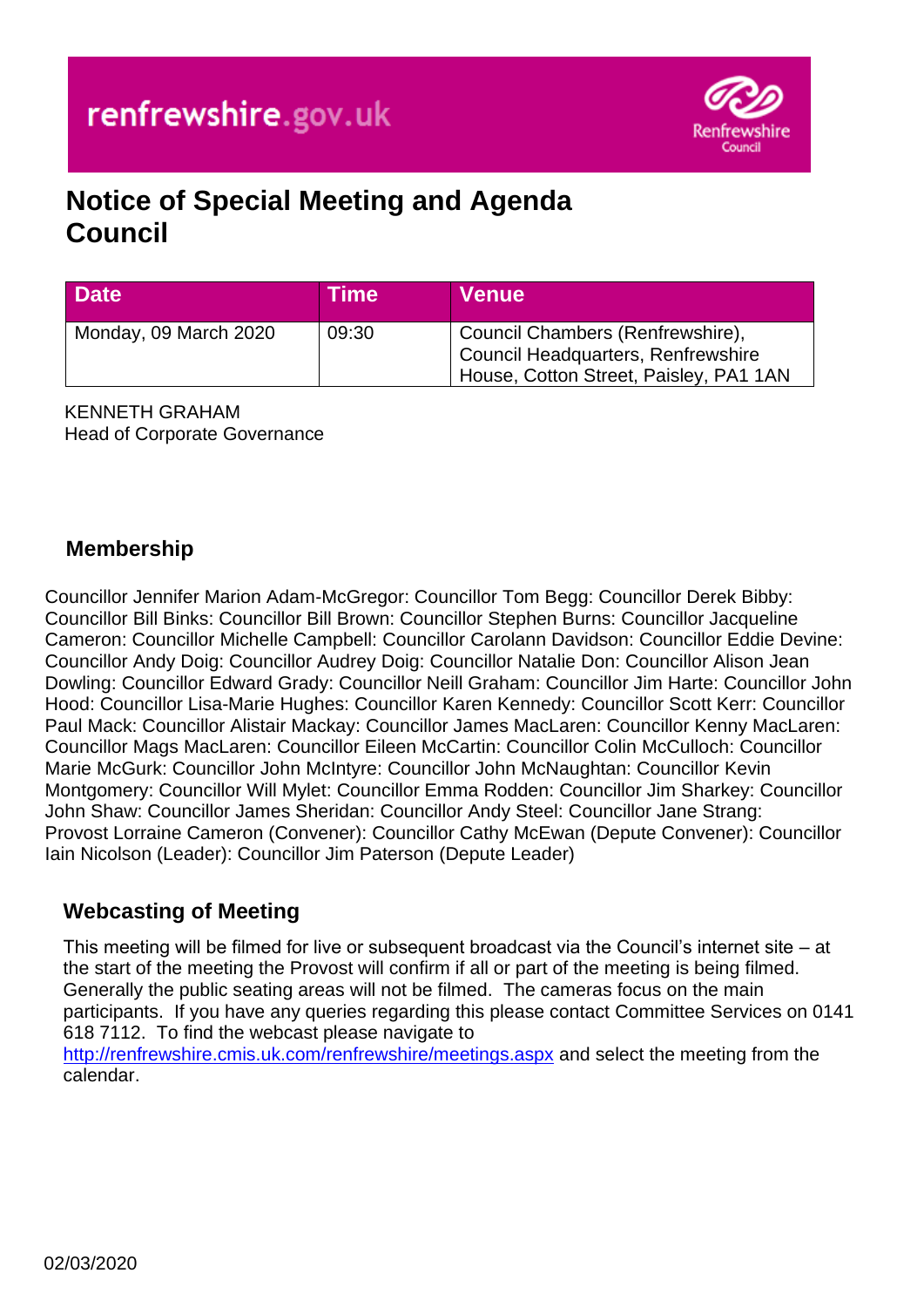renfrewshire.gov.uk

# Notice of Special Meeting and Agenda Council

| Date | Time | Venue |
| --- | --- | --- |
| Monday, 09 March 2020 | 09:30 | Council Chambers (Renfrewshire), Council Headquarters, Renfrewshire House, Cotton Street, Paisley, PA1 1AN |

KENNETH GRAHAM
Head of Corporate Governance

## Membership

Councillor Jennifer Marion Adam-McGregor: Councillor Tom Begg: Councillor Derek Bibby: Councillor Bill Binks: Councillor Bill Brown: Councillor Stephen Burns: Councillor Jacqueline Cameron: Councillor Michelle Campbell: Councillor Carolann Davidson: Councillor Eddie Devine: Councillor Andy Doig: Councillor Audrey Doig: Councillor Natalie Don: Councillor Alison Jean Dowling: Councillor Edward Grady: Councillor Neill Graham: Councillor Jim Harte: Councillor John Hood: Councillor Lisa-Marie Hughes: Councillor Karen Kennedy: Councillor Scott Kerr: Councillor Paul Mack: Councillor Alistair Mackay: Councillor James MacLaren: Councillor Kenny MacLaren: Councillor Mags MacLaren: Councillor Eileen McCartin: Councillor Colin McCulloch: Councillor Marie McGurk: Councillor John McIntyre: Councillor John McNaughtan: Councillor Kevin Montgomery: Councillor Will Mylet: Councillor Emma Rodden: Councillor Jim Sharkey: Councillor John Shaw: Councillor James Sheridan: Councillor Andy Steel: Councillor Jane Strang: Provost Lorraine Cameron (Convener): Councillor Cathy McEwan (Depute Convener): Councillor Iain Nicolson (Leader): Councillor Jim Paterson (Depute Leader)

## Webcasting of Meeting

This meeting will be filmed for live or subsequent broadcast via the Council's internet site – at the start of the meeting the Provost will confirm if all or part of the meeting is being filmed. Generally the public seating areas will not be filmed. The cameras focus on the main participants. If you have any queries regarding this please contact Committee Services on 0141 618 7112. To find the webcast please navigate to http://renfrewshire.cmis.uk.com/renfrewshire/meetings.aspx and select the meeting from the calendar.

02/03/2020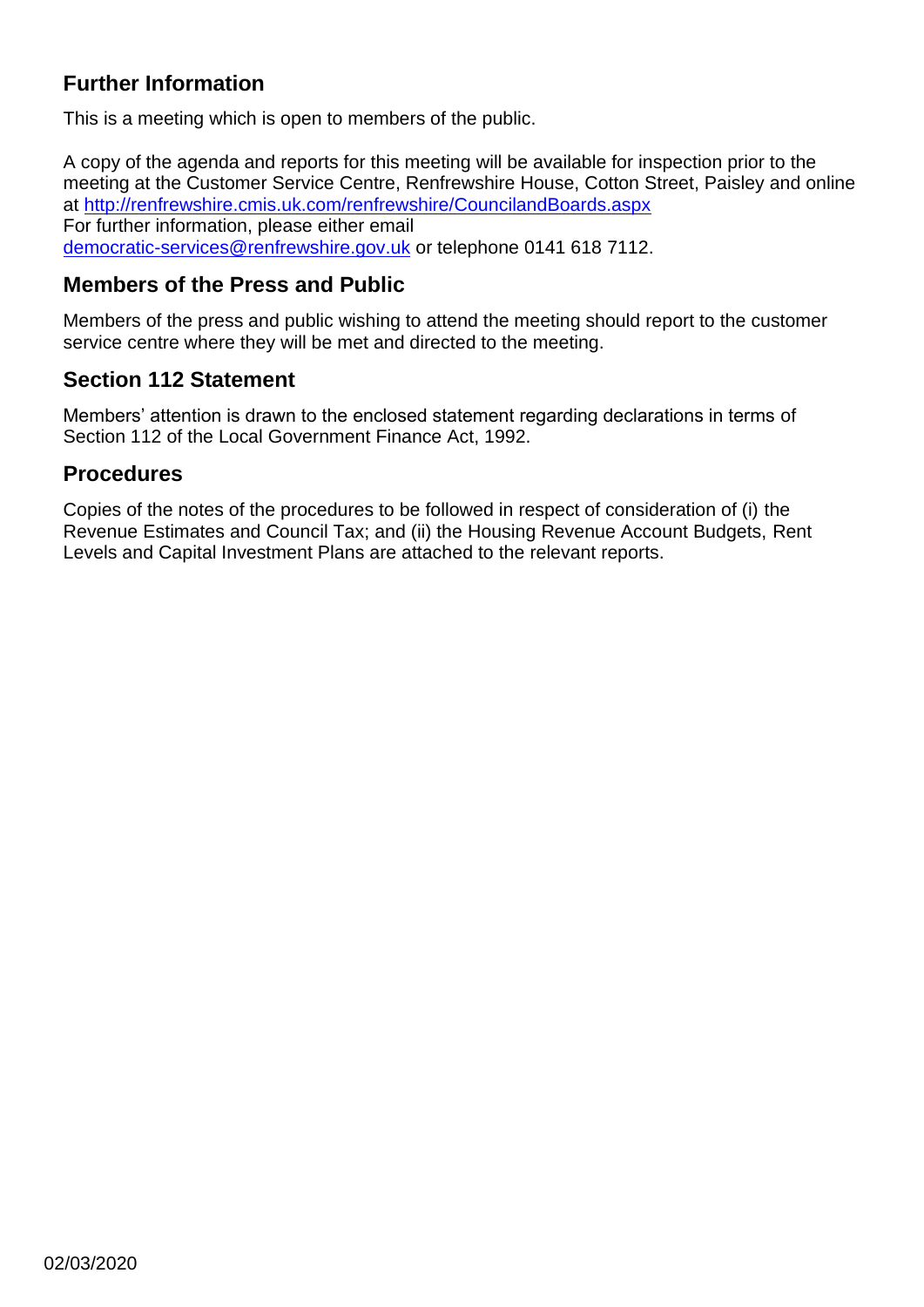## Further Information

This is a meeting which is open to members of the public.

A copy of the agenda and reports for this meeting will be available for inspection prior to the meeting at the Customer Service Centre, Renfrewshire House, Cotton Street, Paisley and online at http://renfrewshire.cmis.uk.com/renfrewshire/CouncilandBoards.aspx
For further information, please either email
democratic-services@renfrewshire.gov.uk or telephone 0141 618 7112.

## Members of the Press and Public

Members of the press and public wishing to attend the meeting should report to the customer service centre where they will be met and directed to the meeting.

## Section 112 Statement

Members' attention is drawn to the enclosed statement regarding declarations in terms of Section 112 of the Local Government Finance Act, 1992.

## Procedures

Copies of the notes of the procedures to be followed in respect of consideration of (i) the Revenue Estimates and Council Tax; and (ii) the Housing Revenue Account Budgets, Rent Levels and Capital Investment Plans are attached to the relevant reports.

02/03/2020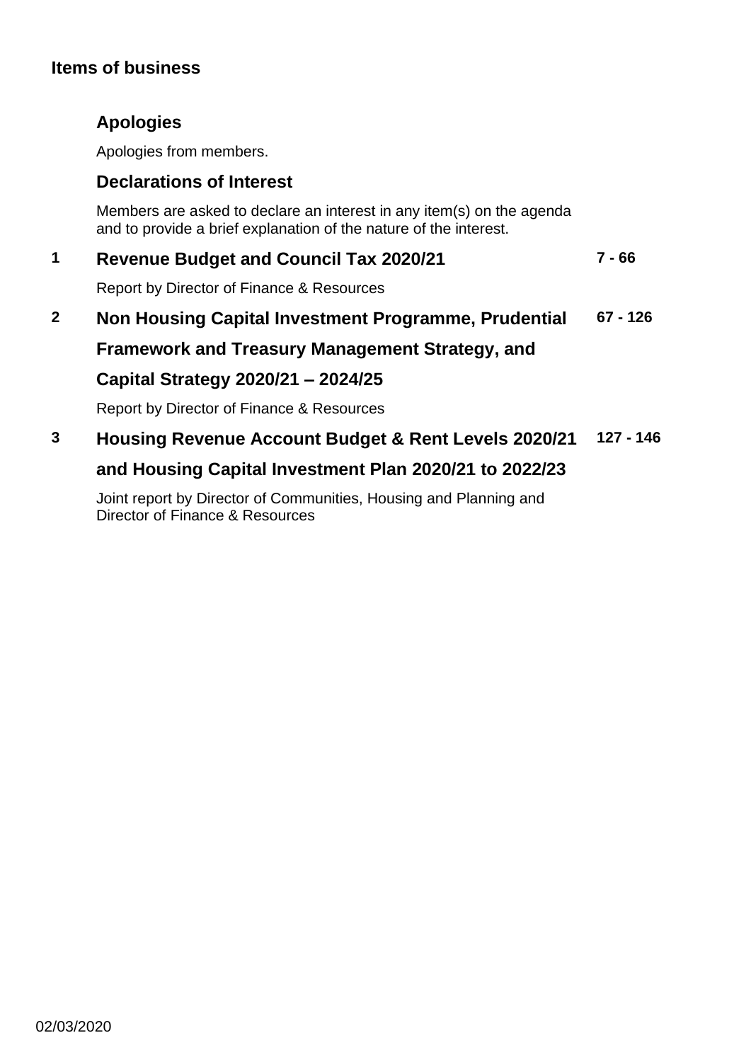## Items of business

### Apologies

Apologies from members.

### Declarations of Interest

Members are asked to declare an interest in any item(s) on the agenda and to provide a brief explanation of the nature of the interest.

| | | |
|---|---|---|
| **1** | **Revenue Budget and Council Tax 2020/21**<br>Report by Director of Finance & Resources | **7 - 66** |
| **2** | **Non Housing Capital Investment Programme, Prudential Framework and Treasury Management Strategy, and Capital Strategy 2020/21 – 2024/25**<br>Report by Director of Finance & Resources | **67 - 126** |
| **3** | **Housing Revenue Account Budget & Rent Levels 2020/21 and Housing Capital Investment Plan 2020/21 to 2022/23**<br>Joint report by Director of Communities, Housing and Planning and Director of Finance & Resources | **127 - 146** |

02/03/2020